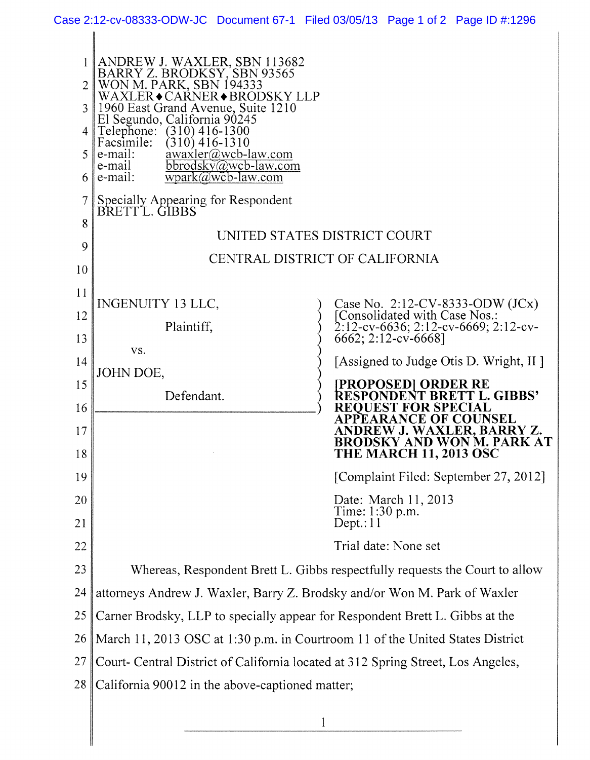ANDREW J. WAXLER, SBN 113682
BARRY Z. BRODKSY, SBN 93565
WON M. PARK, SBN 194333
WAXLER♦CARNER♦BRODSKY LLP
1960 East Grand Avenue, Suite 1210
El Segundo, California 90245
Telephone: (310) 416-1300
Facsimile: (310) 416-1310
e-mail: awaxler@wcb-law.com
e-mail bbrodsky@wcb-law.com
e-mail: wpark@wcb-law.com

Specially Appearing for Respondent
BRETT L. GIBBS

UNITED STATES DISTRICT COURT

CENTRAL DISTRICT OF CALIFORNIA

INGENUITY 13 LLC,

Plaintiff,

vs.

JOHN DOE,

Defendant.

Case No. 2:12-CV-8333-ODW (JCx)
[Consolidated with Case Nos.: 2:12-cv-6636; 2:12-cv-6669; 2:12-cv-6662; 2:12-cv-6668]

[Assigned to Judge Otis D. Wright, II ]

**[PROPOSED] ORDER RE RESPONDENT BRETT L. GIBBS' REQUEST FOR SPECIAL APPEARANCE OF COUNSEL ANDREW J. WAXLER, BARRY Z. BRODSKY AND WON M. PARK AT THE MARCH 11, 2013 OSC**

[Complaint Filed: September 27, 2012]

Date: March 11, 2013
Time: 1:30 p.m.
Dept.: 11

Trial date: None set

Whereas, Respondent Brett L. Gibbs respectfully requests the Court to allow attorneys Andrew J. Waxler, Barry Z. Brodsky and/or Won M. Park of Waxler Carner Brodsky, LLP to specially appear for Respondent Brett L. Gibbs at the March 11, 2013 OSC at 1:30 p.m. in Courtroom 11 of the United States District Court- Central District of California located at 312 Spring Street, Los Angeles, California 90012 in the above-captioned matter;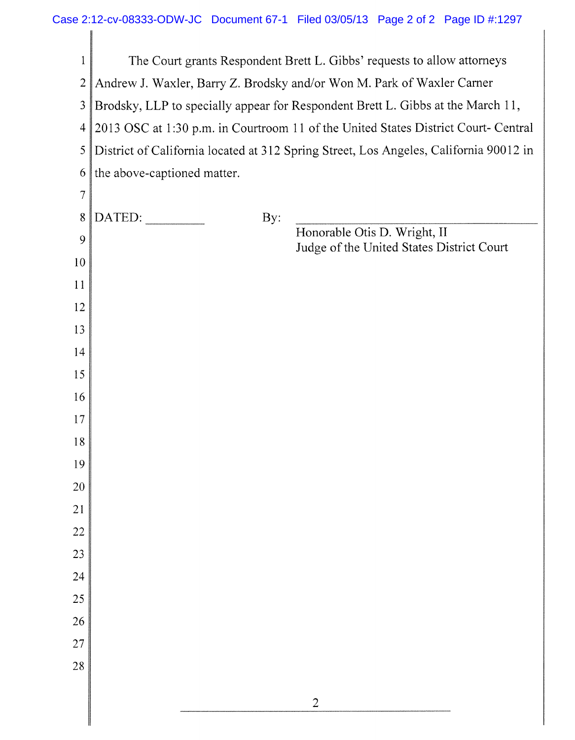The Court grants Respondent Brett L. Gibbs' requests to allow attorneys Andrew J. Waxler, Barry Z. Brodsky and/or Won M. Park of Waxler Carner Brodsky, LLP to specially appear for Respondent Brett L. Gibbs at the March 11, 2013 OSC at 1:30 p.m. in Courtroom 11 of the United States District Court- Central District of California located at 312 Spring Street, Los Angeles, California 90012 in the above-captioned matter.

DATED: _________ By: ______________________________

Honorable Otis D. Wright, II
Judge of the United States District Court